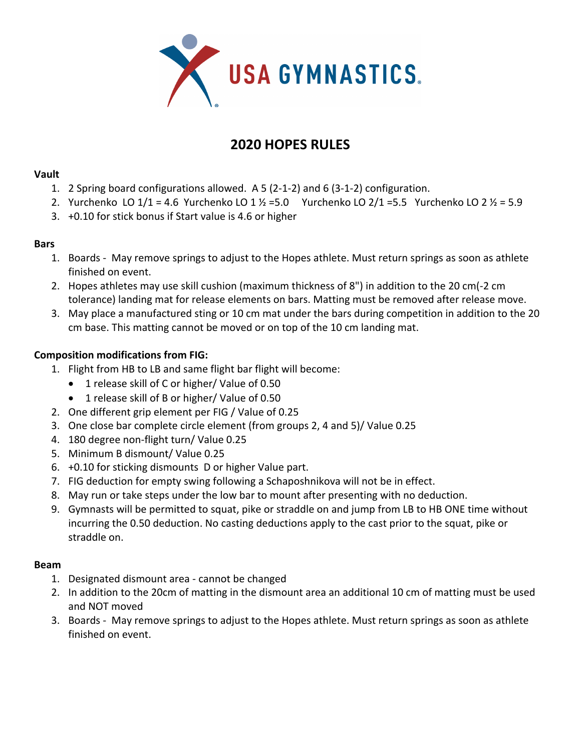USA GYMNASTICS

# 2020 HOPES RULES

### Vault

1. 2 Spring board configurations allowed. A 5 (2-1-2) and 6 (3-1-2) configuration.
2. Yurchenko LO 1/1 = 4.6 Yurchenko LO 1 ½ =5.0 Yurchenko LO 2/1 =5.5 Yurchenko LO 2 ½ = 5.9
3. +0.10 for stick bonus if Start value is 4.6 or higher

### Bars

1. Boards - May remove springs to adjust to the Hopes athlete. Must return springs as soon as athlete finished on event.
2. Hopes athletes may use skill cushion (maximum thickness of 8") in addition to the 20 cm(-2 cm tolerance) landing mat for release elements on bars. Matting must be removed after release move.
3. May place a manufactured sting or 10 cm mat under the bars during competition in addition to the 20 cm base. This matting cannot be moved or on top of the 10 cm landing mat.

### Composition modifications from FIG:

1. Flight from HB to LB and same flight bar flight will become:
   - 1 release skill of C or higher/ Value of 0.50
   - 1 release skill of B or higher/ Value of 0.50
2. One different grip element per FIG / Value of 0.25
3. One close bar complete circle element (from groups 2, 4 and 5)/ Value 0.25
4. 180 degree non-flight turn/ Value 0.25
5. Minimum B dismount/ Value 0.25
6. +0.10 for sticking dismounts D or higher Value part.
7. FIG deduction for empty swing following a Schaposhnikova will not be in effect.
8. May run or take steps under the low bar to mount after presenting with no deduction.
9. Gymnasts will be permitted to squat, pike or straddle on and jump from LB to HB ONE time without incurring the 0.50 deduction. No casting deductions apply to the cast prior to the squat, pike or straddle on.

### Beam

1. Designated dismount area - cannot be changed
2. In addition to the 20cm of matting in the dismount area an additional 10 cm of matting must be used and NOT moved
3. Boards - May remove springs to adjust to the Hopes athlete. Must return springs as soon as athlete finished on event.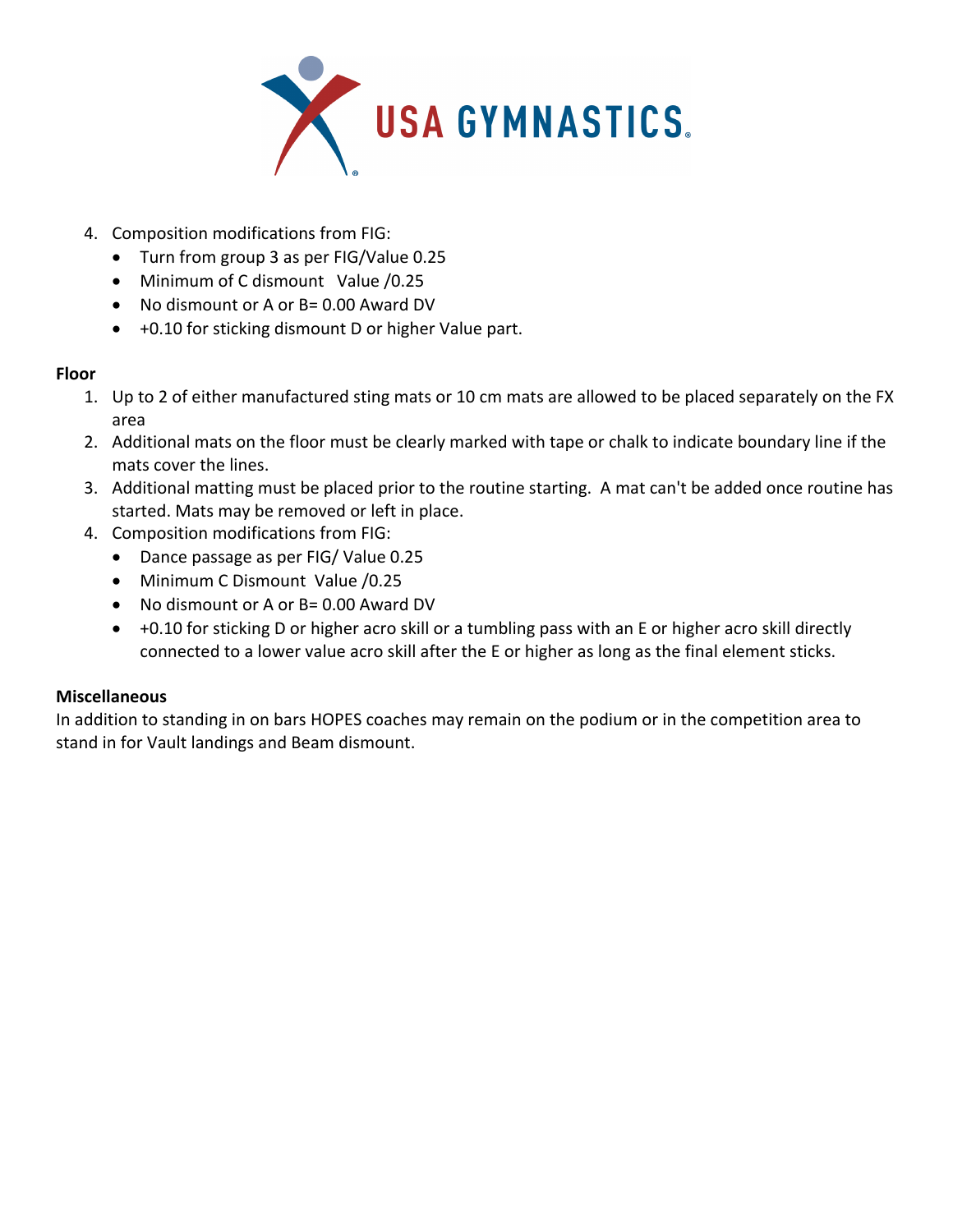4. Composition modifications from FIG:
   - Turn from group 3 as per FIG/Value 0.25
   - Minimum of C dismount   Value /0.25
   - No dismount or A or B= 0.00 Award DV
   - +0.10 for sticking dismount D or higher Value part.

**Floor**

1. Up to 2 of either manufactured sting mats or 10 cm mats are allowed to be placed separately on the FX area
2. Additional mats on the floor must be clearly marked with tape or chalk to indicate boundary line if the mats cover the lines.
3. Additional matting must be placed prior to the routine starting.  A mat can't be added once routine has started. Mats may be removed or left in place.
4. Composition modifications from FIG:
   - Dance passage as per FIG/ Value 0.25
   - Minimum C Dismount  Value /0.25
   - No dismount or A or B= 0.00 Award DV
   - +0.10 for sticking D or higher acro skill or a tumbling pass with an E or higher acro skill directly connected to a lower value acro skill after the E or higher as long as the final element sticks.

**Miscellaneous**

In addition to standing in on bars HOPES coaches may remain on the podium or in the competition area to stand in for Vault landings and Beam dismount.